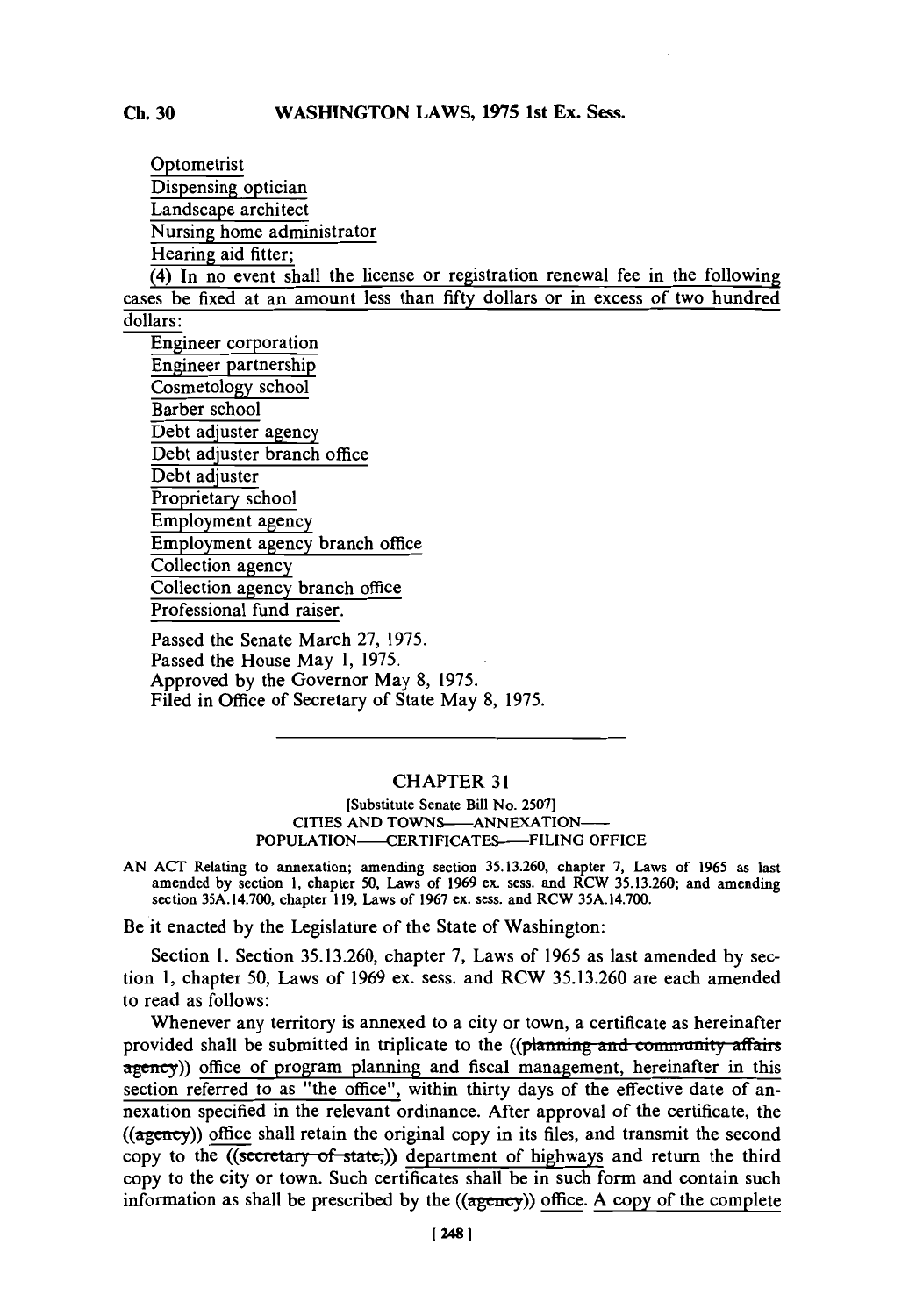Optometrist
Dispensing optician
Landscape architect
Nursing home administrator
Hearing aid fitter;

(4) In no event shall the license or registration renewal fee in the following cases be fixed at an amount less than fifty dollars or in excess of two hundred dollars:

Engineer corporation
Engineer partnership
Cosmetology school
Barber school
Debt adjuster agency
Debt adjuster branch office
Debt adjuster
Proprietary school
Employment agency
Employment agency branch office
Collection agency
Collection agency branch office
Professional fund raiser.

Passed the Senate March 27, 1975.
Passed the House May 1, 1975.
Approved by the Governor May 8, 1975.
Filed in Office of Secretary of State May 8, 1975.

---

## CHAPTER 31

[Substitute Senate Bill No. 2507]
CITIES AND TOWNS—ANNEXATION—
POPULATION—CERTIFICATES—FILING OFFICE

AN ACT Relating to annexation; amending section 35.13.260, chapter 7, Laws of 1965 as last amended by section 1, chapter 50, Laws of 1969 ex. sess. and RCW 35.13.260; and amending section 35A.14.700, chapter 119, Laws of 1967 ex. sess. and RCW 35A.14.700.

Be it enacted by the Legislature of the State of Washington:

Section 1. Section 35.13.260, chapter 7, Laws of 1965 as last amended by section 1, chapter 50, Laws of 1969 ex. sess. and RCW 35.13.260 are each amended to read as follows:

Whenever any territory is annexed to a city or town, a certificate as hereinafter provided shall be submitted in triplicate to the ((~~planning and community affairs agency~~)) office of program planning and fiscal management, hereinafter in this section referred to as "the office", within thirty days of the effective date of annexation specified in the relevant ordinance. After approval of the certificate, the ((~~agency~~)) office shall retain the original copy in its files, and transmit the second copy to the ((~~secretary of state,~~)) department of highways and return the third copy to the city or town. Such certificates shall be in such form and contain such information as shall be prescribed by the ((~~agency~~)) office. A copy of the complete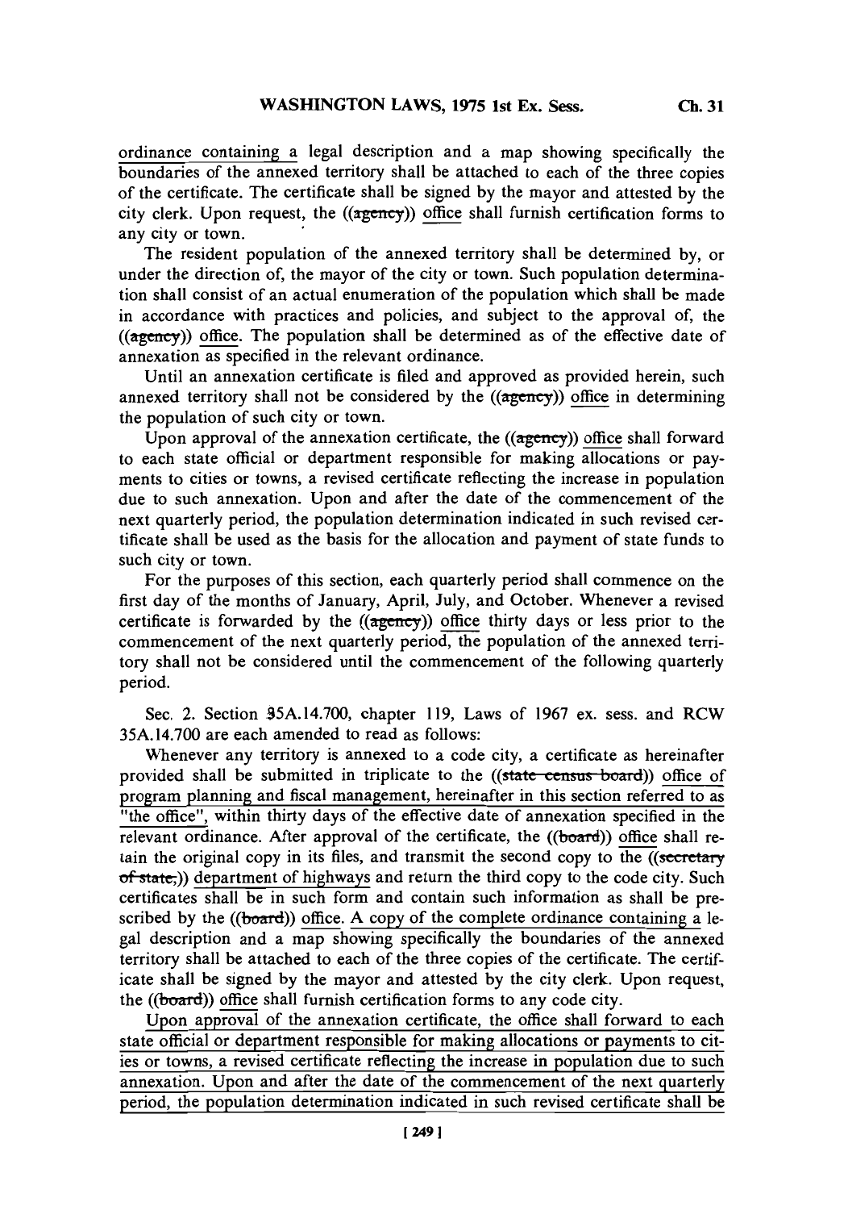ordinance containing a legal description and a map showing specifically the boundaries of the annexed territory shall be attached to each of the three copies of the certificate. The certificate shall be signed by the mayor and attested by the city clerk. Upon request, the ((agency)) office shall furnish certification forms to any city or town.

The resident population of the annexed territory shall be determined by, or under the direction of, the mayor of the city or town. Such population determination shall consist of an actual enumeration of the population which shall be made in accordance with practices and policies, and subject to the approval of, the ((agency)) office. The population shall be determined as of the effective date of annexation as specified in the relevant ordinance.

Until an annexation certificate is filed and approved as provided herein, such annexed territory shall not be considered by the ((agency)) office in determining the population of such city or town.

Upon approval of the annexation certificate, the ((agency)) office shall forward to each state official or department responsible for making allocations or payments to cities or towns, a revised certificate reflecting the increase in population due to such annexation. Upon and after the date of the commencement of the next quarterly period, the population determination indicated in such revised certificate shall be used as the basis for the allocation and payment of state funds to such city or town.

For the purposes of this section, each quarterly period shall commence on the first day of the months of January, April, July, and October. Whenever a revised certificate is forwarded by the ((agency)) office thirty days or less prior to the commencement of the next quarterly period, the population of the annexed territory shall not be considered until the commencement of the following quarterly period.

Sec. 2. Section 35A.14.700, chapter 119, Laws of 1967 ex. sess. and RCW 35A.14.700 are each amended to read as follows:

Whenever any territory is annexed to a code city, a certificate as hereinafter provided shall be submitted in triplicate to the ((state census board)) office of program planning and fiscal management, hereinafter in this section referred to as "the office", within thirty days of the effective date of annexation specified in the relevant ordinance. After approval of the certificate, the ((board)) office shall retain the original copy in its files, and transmit the second copy to the ((secretary of state,)) department of highways and return the third copy to the code city. Such certificates shall be in such form and contain such information as shall be prescribed by the ((board)) office. A copy of the complete ordinance containing a legal description and a map showing specifically the boundaries of the annexed territory shall be attached to each of the three copies of the certificate. The certificate shall be signed by the mayor and attested by the city clerk. Upon request, the ((board)) office shall furnish certification forms to any code city.

Upon approval of the annexation certificate, the office shall forward to each state official or department responsible for making allocations or payments to cities or towns, a revised certificate reflecting the increase in population due to such annexation. Upon and after the date of the commencement of the next quarterly period, the population determination indicated in such revised certificate shall be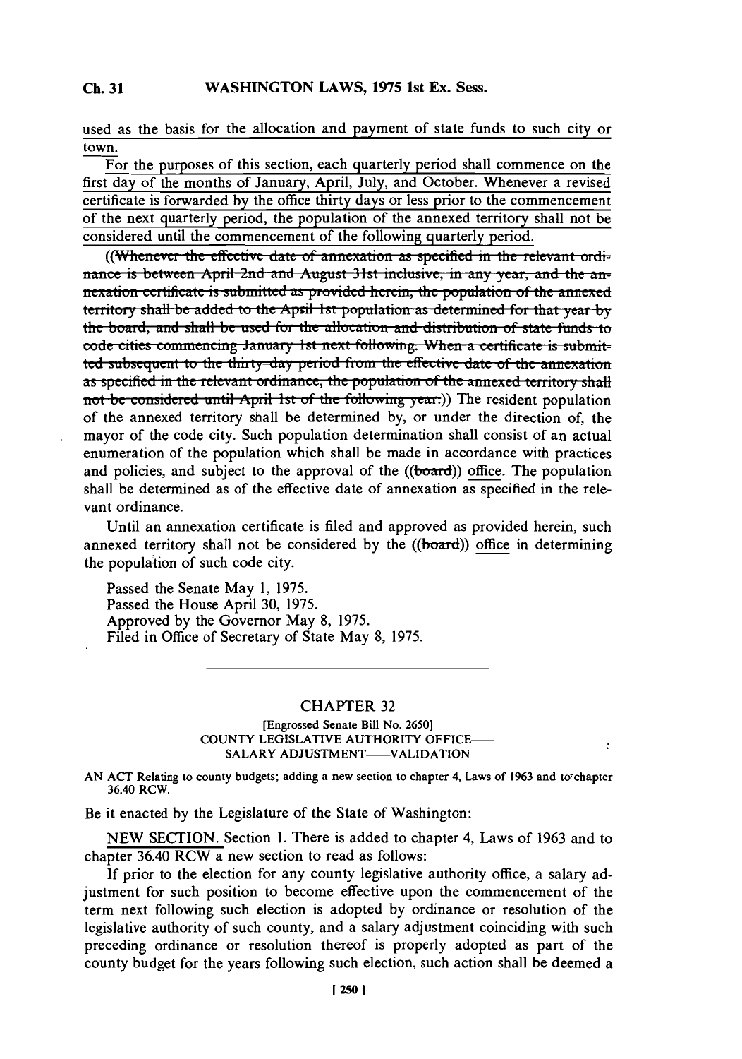used as the basis for the allocation and payment of state funds to such city or town.

For the purposes of this section, each quarterly period shall commence on the first day of the months of January, April, July, and October. Whenever a revised certificate is forwarded by the office thirty days or less prior to the commencement of the next quarterly period, the population of the annexed territory shall not be considered until the commencement of the following quarterly period.

((~~Whenever the effective date of annexation as specified in the relevant ordinance is between April 2nd and August 31st inclusive, in any year, and the annexation certificate is submitted as provided herein, the population of the annexed territory shall be added to the April 1st population as determined for that year by the board, and shall be used for the allocation and distribution of state funds to code cities commencing January 1st next following. When a certificate is submitted subsequent to the thirty-day period from the effective date of the annexation as specified in the relevant ordinance, the population of the annexed territory shall not be considered until April 1st of the following year.~~)) The resident population of the annexed territory shall be determined by, or under the direction of, the mayor of the code city. Such population determination shall consist of an actual enumeration of the population which shall be made in accordance with practices and policies, and subject to the approval of the ((~~board~~)) office. The population shall be determined as of the effective date of annexation as specified in the relevant ordinance.

Until an annexation certificate is filed and approved as provided herein, such annexed territory shall not be considered by the ((~~board~~)) office in determining the population of such code city.

Passed the Senate May 1, 1975.
Passed the House April 30, 1975.
Approved by the Governor May 8, 1975.
Filed in Office of Secretary of State May 8, 1975.

---

## CHAPTER 32

[Engrossed Senate Bill No. 2650]
COUNTY LEGISLATIVE AUTHORITY OFFICE—
SALARY ADJUSTMENT—VALIDATION

AN ACT Relating to county budgets; adding a new section to chapter 4, Laws of 1963 and to chapter 36.40 RCW.

Be it enacted by the Legislature of the State of Washington:

NEW SECTION. Section 1. There is added to chapter 4, Laws of 1963 and to chapter 36.40 RCW a new section to read as follows:

If prior to the election for any county legislative authority office, a salary adjustment for such position to become effective upon the commencement of the term next following such election is adopted by ordinance or resolution of the legislative authority of such county, and a salary adjustment coinciding with such preceding ordinance or resolution thereof is properly adopted as part of the county budget for the years following such election, such action shall be deemed a